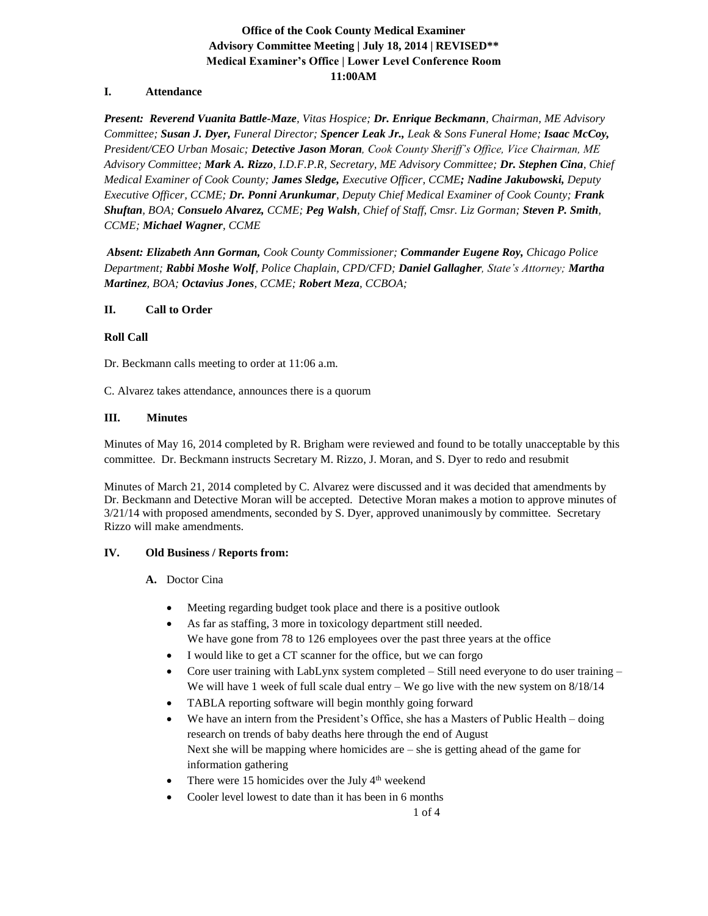**Office of the Cook County Medical Examiner**
**Advisory Committee Meeting | July 18, 2014 | REVISED\*\***
**Medical Examiner's Office | Lower Level Conference Room**
**11:00AM**

## I. Attendance

***Present: Reverend Vuanita Battle-Maze**, Vitas Hospice; **Dr. Enrique Beckmann**, Chairman, ME Advisory Committee; **Susan J. Dyer,** Funeral Director; **Spencer Leak Jr.,** Leak & Sons Funeral Home; **Isaac McCoy,** President/CEO Urban Mosaic; **Detective Jason Moran**, Cook County Sheriff's Office, Vice Chairman, ME Advisory Committee; **Mark A. Rizzo**, I.D.F.P.R, Secretary, ME Advisory Committee; **Dr. Stephen Cina**, Chief Medical Examiner of Cook County; **James Sledge,** Executive Officer, CCME**; Nadine Jakubowski,** Deputy Executive Officer, CCME; **Dr. Ponni Arunkumar**, Deputy Chief Medical Examiner of Cook County; **Frank Shuftan**, BOA; **Consuelo Alvarez,** CCME; **Peg Walsh**, Chief of Staff, Cmsr. Liz Gorman; **Steven P. Smith**, CCME; **Michael Wagner**, CCME*

***Absent: Elizabeth Ann Gorman,** Cook County Commissioner; **Commander Eugene Roy,** Chicago Police Department; **Rabbi Moshe Wolf**, Police Chaplain, CPD/CFD; **Daniel Gallagher**, State's Attorney; **Martha Martinez**, BOA; **Octavius Jones**, CCME; **Robert Meza**, CCBOA;*

## II. Call to Order

**Roll Call**

Dr. Beckmann calls meeting to order at 11:06 a.m.

C. Alvarez takes attendance, announces there is a quorum

## III. Minutes

Minutes of May 16, 2014 completed by R. Brigham were reviewed and found to be totally unacceptable by this committee. Dr. Beckmann instructs Secretary M. Rizzo, J. Moran, and S. Dyer to redo and resubmit

Minutes of March 21, 2014 completed by C. Alvarez were discussed and it was decided that amendments by Dr. Beckmann and Detective Moran will be accepted. Detective Moran makes a motion to approve minutes of 3/21/14 with proposed amendments, seconded by S. Dyer, approved unanimously by committee. Secretary Rizzo will make amendments.

## IV. Old Business / Reports from:

**A.** Doctor Cina

- Meeting regarding budget took place and there is a positive outlook
- As far as staffing, 3 more in toxicology department still needed.
  We have gone from 78 to 126 employees over the past three years at the office
- I would like to get a CT scanner for the office, but we can forgo
- Core user training with LabLynx system completed – Still need everyone to do user training – We will have 1 week of full scale dual entry – We go live with the new system on 8/18/14
- TABLA reporting software will begin monthly going forward
- We have an intern from the President's Office, she has a Masters of Public Health – doing research on trends of baby deaths here through the end of August
  Next she will be mapping where homicides are – she is getting ahead of the game for information gathering
- There were 15 homicides over the July 4th weekend
- Cooler level lowest to date than it has been in 6 months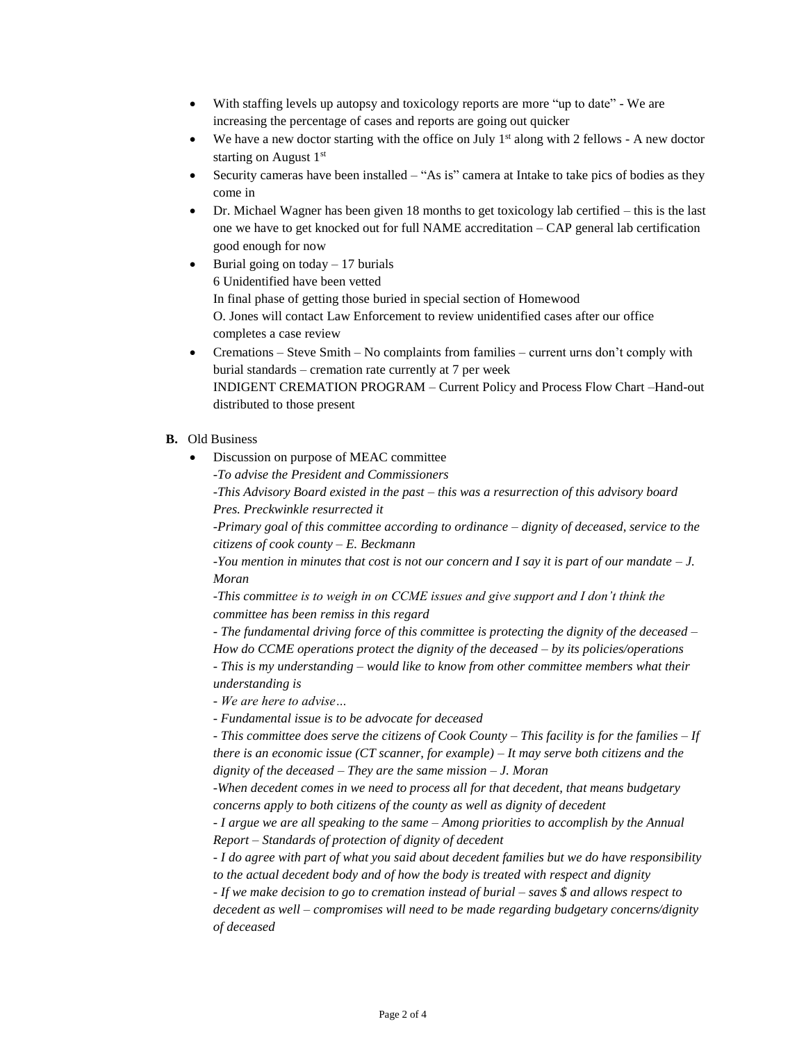- With staffing levels up autopsy and toxicology reports are more "up to date" - We are increasing the percentage of cases and reports are going out quicker
- We have a new doctor starting with the office on July 1st along with 2 fellows - A new doctor starting on August 1st
- Security cameras have been installed – "As is" camera at Intake to take pics of bodies as they come in
- Dr. Michael Wagner has been given 18 months to get toxicology lab certified – this is the last one we have to get knocked out for full NAME accreditation – CAP general lab certification good enough for now
- Burial going on today – 17 burials
  6 Unidentified have been vetted
  In final phase of getting those buried in special section of Homewood
  O. Jones will contact Law Enforcement to review unidentified cases after our office completes a case review
- Cremations – Steve Smith – No complaints from families – current urns don't comply with burial standards – cremation rate currently at 7 per week
  INDIGENT CREMATION PROGRAM – Current Policy and Process Flow Chart –Hand-out distributed to those present

**B.** Old Business

- Discussion on purpose of MEAC committee
  *-To advise the President and Commissioners*
  *-This Advisory Board existed in the past – this was a resurrection of this advisory board Pres. Preckwinkle resurrected it*
  *-Primary goal of this committee according to ordinance – dignity of deceased, service to the citizens of cook county – E. Beckmann*
  *-You mention in minutes that cost is not our concern and I say it is part of our mandate – J. Moran*
  *-This committee is to weigh in on CCME issues and give support and I don't think the committee has been remiss in this regard*
  *- The fundamental driving force of this committee is protecting the dignity of the deceased – How do CCME operations protect the dignity of the deceased – by its policies/operations*
  *- This is my understanding – would like to know from other committee members what their understanding is*
  *- We are here to advise…*
  *- Fundamental issue is to be advocate for deceased*
  *- This committee does serve the citizens of Cook County – This facility is for the families – If there is an economic issue (CT scanner, for example) – It may serve both citizens and the dignity of the deceased – They are the same mission – J. Moran*
  *-When decedent comes in we need to process all for that decedent, that means budgetary concerns apply to both citizens of the county as well as dignity of decedent*
  *- I argue we are all speaking to the same – Among priorities to accomplish by the Annual Report – Standards of protection of dignity of decedent*
  *- I do agree with part of what you said about decedent families but we do have responsibility to the actual decedent body and of how the body is treated with respect and dignity*
  *- If we make decision to go to cremation instead of burial – saves $ and allows respect to decedent as well – compromises will need to be made regarding budgetary concerns/dignity of deceased*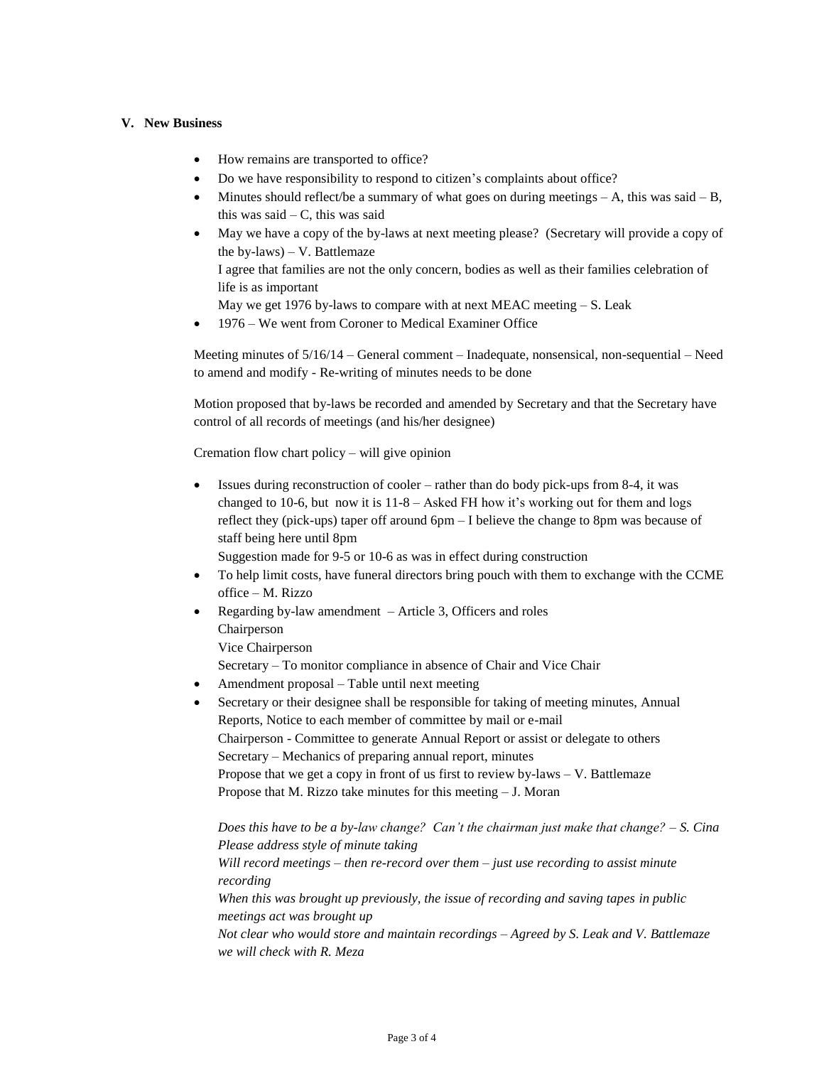### V. New Business

- How remains are transported to office?
- Do we have responsibility to respond to citizen's complaints about office?
- Minutes should reflect/be a summary of what goes on during meetings – A, this was said – B, this was said – C, this was said
- May we have a copy of the by-laws at next meeting please? (Secretary will provide a copy of the by-laws) – V. Battlemaze
  I agree that families are not the only concern, bodies as well as their families celebration of life is as important
  May we get 1976 by-laws to compare with at next MEAC meeting – S. Leak
- 1976 – We went from Coroner to Medical Examiner Office

Meeting minutes of 5/16/14 – General comment – Inadequate, nonsensical, non-sequential – Need to amend and modify - Re-writing of minutes needs to be done

Motion proposed that by-laws be recorded and amended by Secretary and that the Secretary have control of all records of meetings (and his/her designee)

Cremation flow chart policy – will give opinion

- Issues during reconstruction of cooler – rather than do body pick-ups from 8-4, it was changed to 10-6, but now it is 11-8 – Asked FH how it's working out for them and logs reflect they (pick-ups) taper off around 6pm – I believe the change to 8pm was because of staff being here until 8pm
  Suggestion made for 9-5 or 10-6 as was in effect during construction
- To help limit costs, have funeral directors bring pouch with them to exchange with the CCME office – M. Rizzo
- Regarding by-law amendment – Article 3, Officers and roles
  Chairperson
  Vice Chairperson
  Secretary – To monitor compliance in absence of Chair and Vice Chair
- Amendment proposal – Table until next meeting
- Secretary or their designee shall be responsible for taking of meeting minutes, Annual Reports, Notice to each member of committee by mail or e-mail
  Chairperson - Committee to generate Annual Report or assist or delegate to others
  Secretary – Mechanics of preparing annual report, minutes
  Propose that we get a copy in front of us first to review by-laws – V. Battlemaze
  Propose that M. Rizzo take minutes for this meeting – J. Moran

  *Does this have to be a by-law change? Can't the chairman just make that change? – S. Cina*
  *Please address style of minute taking*
  *Will record meetings – then re-record over them – just use recording to assist minute recording*
  *When this was brought up previously, the issue of recording and saving tapes in public meetings act was brought up*
  *Not clear who would store and maintain recordings – Agreed by S. Leak and V. Battlemaze we will check with R. Meza*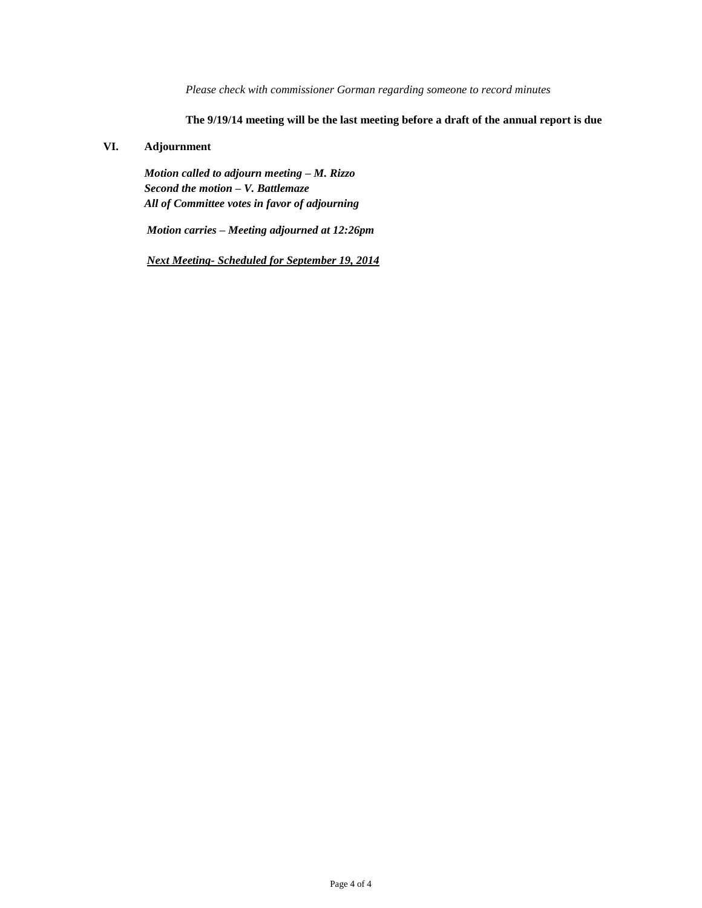*Please check with commissioner Gorman regarding someone to record minutes*

**The 9/19/14 meeting will be the last meeting before a draft of the annual report is due**

## VI. Adjournment

***Motion called to adjourn meeting – M. Rizzo***
***Second the motion – V. Battlemaze***
***All of Committee votes in favor of adjourning***

***Motion carries – Meeting adjourned at 12:26pm***

***<u>Next Meeting- Scheduled for September 19, 2014</u>***